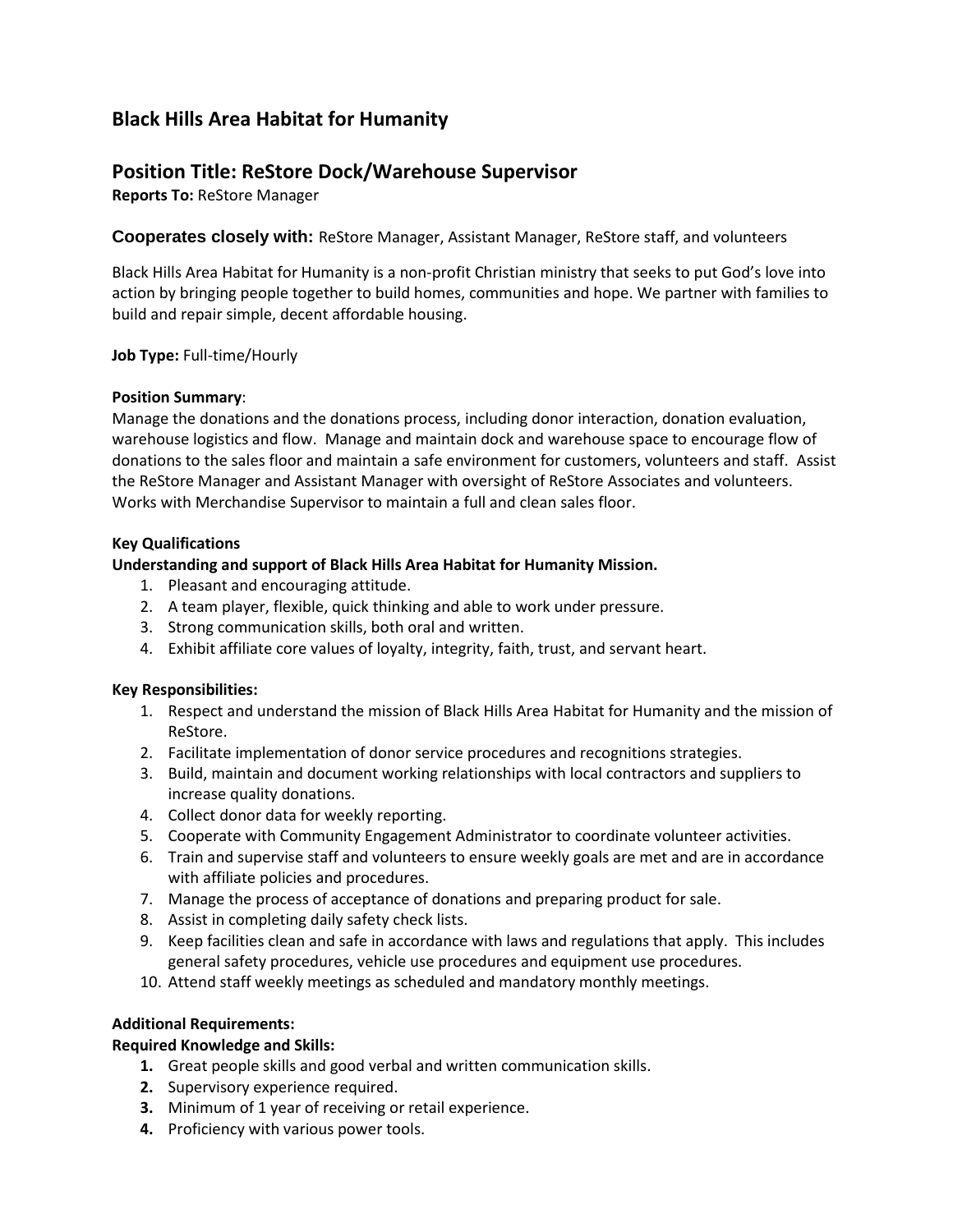## Black Hills Area Habitat for Humanity

## Position Title: ReStore Dock/Warehouse Supervisor

**Reports To:** ReStore Manager

**Cooperates closely with:** ReStore Manager, Assistant Manager, ReStore staff, and volunteers

Black Hills Area Habitat for Humanity is a non-profit Christian ministry that seeks to put God's love into action by bringing people together to build homes, communities and hope. We partner with families to build and repair simple, decent affordable housing.

**Job Type:** Full-time/Hourly

**Position Summary**:
Manage the donations and the donations process, including donor interaction, donation evaluation, warehouse logistics and flow. Manage and maintain dock and warehouse space to encourage flow of donations to the sales floor and maintain a safe environment for customers, volunteers and staff. Assist the ReStore Manager and Assistant Manager with oversight of ReStore Associates and volunteers. Works with Merchandise Supervisor to maintain a full and clean sales floor.

**Key Qualifications**

**Understanding and support of Black Hills Area Habitat for Humanity Mission.**

1. Pleasant and encouraging attitude.
2. A team player, flexible, quick thinking and able to work under pressure.
3. Strong communication skills, both oral and written.
4. Exhibit affiliate core values of loyalty, integrity, faith, trust, and servant heart.

**Key Responsibilities:**

1. Respect and understand the mission of Black Hills Area Habitat for Humanity and the mission of ReStore.
2. Facilitate implementation of donor service procedures and recognitions strategies.
3. Build, maintain and document working relationships with local contractors and suppliers to increase quality donations.
4. Collect donor data for weekly reporting.
5. Cooperate with Community Engagement Administrator to coordinate volunteer activities.
6. Train and supervise staff and volunteers to ensure weekly goals are met and are in accordance with affiliate policies and procedures.
7. Manage the process of acceptance of donations and preparing product for sale.
8. Assist in completing daily safety check lists.
9. Keep facilities clean and safe in accordance with laws and regulations that apply. This includes general safety procedures, vehicle use procedures and equipment use procedures.
10. Attend staff weekly meetings as scheduled and mandatory monthly meetings.

**Additional Requirements:**

**Required Knowledge and Skills:**

1. Great people skills and good verbal and written communication skills.
2. Supervisory experience required.
3. Minimum of 1 year of receiving or retail experience.
4. Proficiency with various power tools.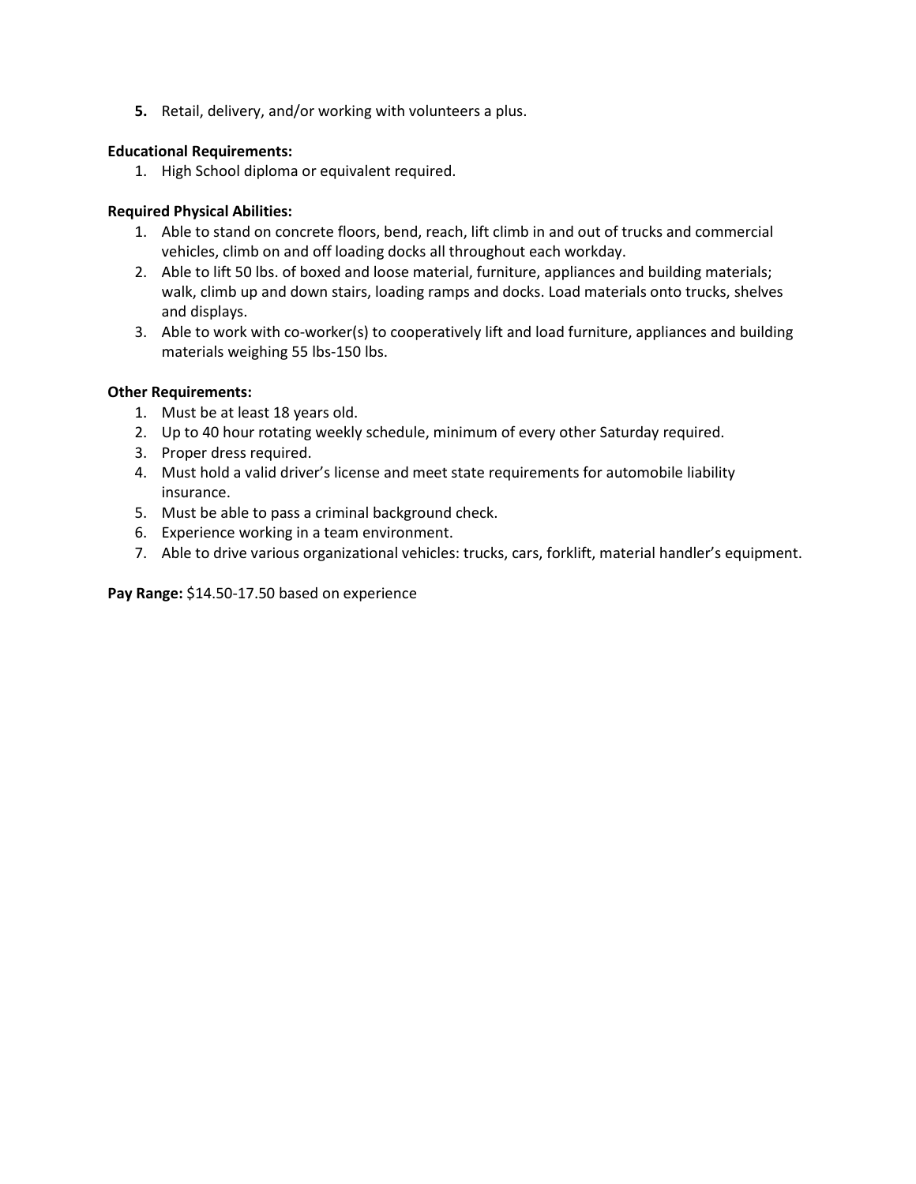5. Retail, delivery, and/or working with volunteers a plus.

**Educational Requirements:**

1. High School diploma or equivalent required.

**Required Physical Abilities:**

1. Able to stand on concrete floors, bend, reach, lift climb in and out of trucks and commercial vehicles, climb on and off loading docks all throughout each workday.
2. Able to lift 50 lbs. of boxed and loose material, furniture, appliances and building materials; walk, climb up and down stairs, loading ramps and docks. Load materials onto trucks, shelves and displays.
3. Able to work with co-worker(s) to cooperatively lift and load furniture, appliances and building materials weighing 55 lbs-150 lbs.

**Other Requirements:**

1. Must be at least 18 years old.
2. Up to 40 hour rotating weekly schedule, minimum of every other Saturday required.
3. Proper dress required.
4. Must hold a valid driver's license and meet state requirements for automobile liability insurance.
5. Must be able to pass a criminal background check.
6. Experience working in a team environment.
7. Able to drive various organizational vehicles: trucks, cars, forklift, material handler's equipment.

**Pay Range:** $14.50-17.50 based on experience